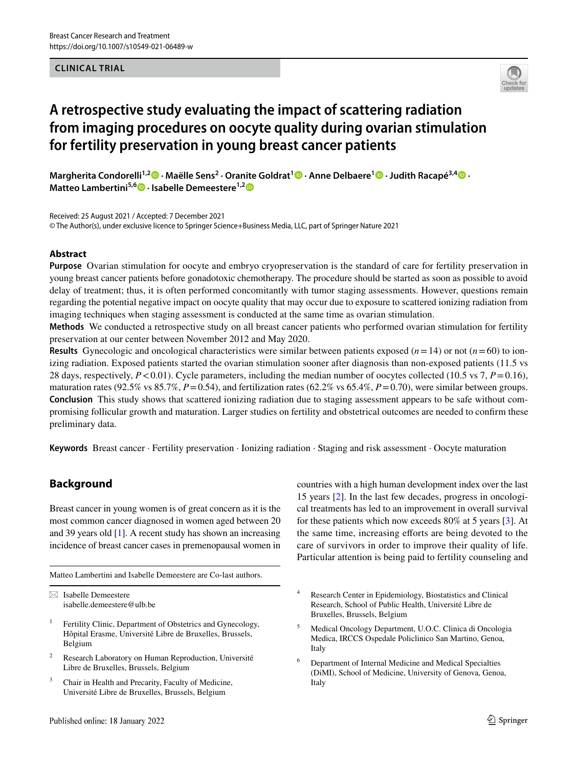CLINICAL TRIAL

# A retrospective study evaluating the impact of scattering radiation from imaging procedures on oocyte quality during ovarian stimulation for fertility preservation in young breast cancer patients

Margherita Condorelli[1,2] · Maëlle Sens[2] · Oranite Goldrat[1] · Anne Delbaere[1] · Judith Racapé[3,4] · Matteo Lambertini[5,6] · Isabelle Demeestere[1,2]

Received: 25 August 2021 / Accepted: 7 December 2021
© The Author(s), under exclusive licence to Springer Science+Business Media, LLC, part of Springer Nature 2021

## Abstract

**Purpose** Ovarian stimulation for oocyte and embryo cryopreservation is the standard of care for fertility preservation in young breast cancer patients before gonadotoxic chemotherapy. The procedure should be started as soon as possible to avoid delay of treatment; thus, it is often performed concomitantly with tumor staging assessments. However, questions remain regarding the potential negative impact on oocyte quality that may occur due to exposure to scattered ionizing radiation from imaging techniques when staging assessment is conducted at the same time as ovarian stimulation.

**Methods** We conducted a retrospective study on all breast cancer patients who performed ovarian stimulation for fertility preservation at our center between November 2012 and May 2020.

**Results** Gynecologic and oncological characteristics were similar between patients exposed ($n=14$) or not ($n=60$) to ionizing radiation. Exposed patients started the ovarian stimulation sooner after diagnosis than non-exposed patients (11.5 vs 28 days, respectively, $P<0.01$). Cycle parameters, including the median number of oocytes collected (10.5 vs 7, $P=0.16$), maturation rates (92.5% vs 85.7%, $P=0.54$), and fertilization rates (62.2% vs 65.4%, $P=0.70$), were similar between groups.

**Conclusion** This study shows that scattered ionizing radiation due to staging assessment appears to be safe without compromising follicular growth and maturation. Larger studies on fertility and obstetrical outcomes are needed to confirm these preliminary data.

**Keywords** Breast cancer · Fertility preservation · Ionizing radiation · Staging and risk assessment · Oocyte maturation

## Background

Breast cancer in young women is of great concern as it is the most common cancer diagnosed in women aged between 20 and 39 years old [1]. A recent study has shown an increasing incidence of breast cancer cases in premenopausal women in countries with a high human development index over the last 15 years [2]. In the last few decades, progress in oncological treatments has led to an improvement in overall survival for these patients which now exceeds 80% at 5 years [3]. At the same time, increasing efforts are being devoted to the care of survivors in order to improve their quality of life. Particular attention is being paid to fertility counseling and

Matteo Lambertini and Isabelle Demeestere are Co-last authors.

✉ Isabelle Demeestere
isabelle.demeestere@ulb.be

1 Fertility Clinic, Department of Obstetrics and Gynecology, Hôpital Erasme, Université Libre de Bruxelles, Brussels, Belgium

2 Research Laboratory on Human Reproduction, Université Libre de Bruxelles, Brussels, Belgium

3 Chair in Health and Precarity, Faculty of Medicine, Université Libre de Bruxelles, Brussels, Belgium

4 Research Center in Epidemiology, Biostatistics and Clinical Research, School of Public Health, Université Libre de Bruxelles, Brussels, Belgium

5 Medical Oncology Department, U.O.C. Clinica di Oncologia Medica, IRCCS Ospedale Policlinico San Martino, Genoa, Italy

6 Department of Internal Medicine and Medical Specialties (DiMI), School of Medicine, University of Genova, Genoa, Italy

Published online: 18 January 2022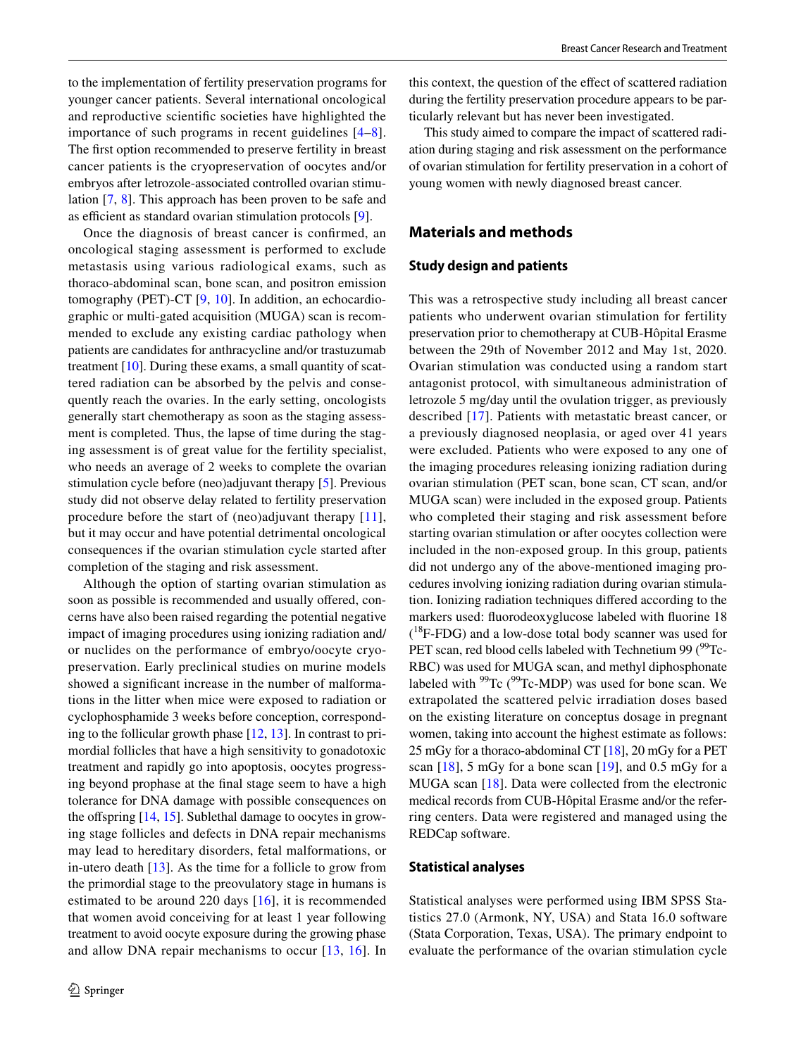to the implementation of fertility preservation programs for younger cancer patients. Several international oncological and reproductive scientific societies have highlighted the importance of such programs in recent guidelines [4–8]. The first option recommended to preserve fertility in breast cancer patients is the cryopreservation of oocytes and/or embryos after letrozole-associated controlled ovarian stimulation [7, 8]. This approach has been proven to be safe and as efficient as standard ovarian stimulation protocols [9].

Once the diagnosis of breast cancer is confirmed, an oncological staging assessment is performed to exclude metastasis using various radiological exams, such as thoraco-abdominal scan, bone scan, and positron emission tomography (PET)-CT [9, 10]. In addition, an echocardiographic or multi-gated acquisition (MUGA) scan is recommended to exclude any existing cardiac pathology when patients are candidates for anthracycline and/or trastuzumab treatment [10]. During these exams, a small quantity of scattered radiation can be absorbed by the pelvis and consequently reach the ovaries. In the early setting, oncologists generally start chemotherapy as soon as the staging assessment is completed. Thus, the lapse of time during the staging assessment is of great value for the fertility specialist, who needs an average of 2 weeks to complete the ovarian stimulation cycle before (neo)adjuvant therapy [5]. Previous study did not observe delay related to fertility preservation procedure before the start of (neo)adjuvant therapy [11], but it may occur and have potential detrimental oncological consequences if the ovarian stimulation cycle started after completion of the staging and risk assessment.

Although the option of starting ovarian stimulation as soon as possible is recommended and usually offered, concerns have also been raised regarding the potential negative impact of imaging procedures using ionizing radiation and/or nuclides on the performance of embryo/oocyte cryopreservation. Early preclinical studies on murine models showed a significant increase in the number of malformations in the litter when mice were exposed to radiation or cyclophosphamide 3 weeks before conception, corresponding to the follicular growth phase [12, 13]. In contrast to primordial follicles that have a high sensitivity to gonadotoxic treatment and rapidly go into apoptosis, oocytes progressing beyond prophase at the final stage seem to have a high tolerance for DNA damage with possible consequences on the offspring [14, 15]. Sublethal damage to oocytes in growing stage follicles and defects in DNA repair mechanisms may lead to hereditary disorders, fetal malformations, or in-utero death [13]. As the time for a follicle to grow from the primordial stage to the preovulatory stage in humans is estimated to be around 220 days [16], it is recommended that women avoid conceiving for at least 1 year following treatment to avoid oocyte exposure during the growing phase and allow DNA repair mechanisms to occur [13, 16]. In this context, the question of the effect of scattered radiation during the fertility preservation procedure appears to be particularly relevant but has never been investigated.

This study aimed to compare the impact of scattered radiation during staging and risk assessment on the performance of ovarian stimulation for fertility preservation in a cohort of young women with newly diagnosed breast cancer.

## Materials and methods

### Study design and patients

This was a retrospective study including all breast cancer patients who underwent ovarian stimulation for fertility preservation prior to chemotherapy at CUB-Hôpital Erasme between the 29th of November 2012 and May 1st, 2020. Ovarian stimulation was conducted using a random start antagonist protocol, with simultaneous administration of letrozole 5 mg/day until the ovulation trigger, as previously described [17]. Patients with metastatic breast cancer, or a previously diagnosed neoplasia, or aged over 41 years were excluded. Patients who were exposed to any one of the imaging procedures releasing ionizing radiation during ovarian stimulation (PET scan, bone scan, CT scan, and/or MUGA scan) were included in the exposed group. Patients who completed their staging and risk assessment before starting ovarian stimulation or after oocytes collection were included in the non-exposed group. In this group, patients did not undergo any of the above-mentioned imaging procedures involving ionizing radiation during ovarian stimulation. Ionizing radiation techniques differed according to the markers used: fluorodeoxyglucose labeled with fluorine 18 ($^{18}$F-FDG) and a low-dose total body scanner was used for PET scan, red blood cells labeled with Technetium 99 ($^{99}$Tc-RBC) was used for MUGA scan, and methyl diphosphonate labeled with $^{99}$Tc ($^{99}$Tc-MDP) was used for bone scan. We extrapolated the scattered pelvic irradiation doses based on the existing literature on conceptus dosage in pregnant women, taking into account the highest estimate as follows: 25 mGy for a thoraco-abdominal CT [18], 20 mGy for a PET scan [18], 5 mGy for a bone scan [19], and 0.5 mGy for a MUGA scan [18]. Data were collected from the electronic medical records from CUB-Hôpital Erasme and/or the referring centers. Data were registered and managed using the REDCap software.

### Statistical analyses

Statistical analyses were performed using IBM SPSS Statistics 27.0 (Armonk, NY, USA) and Stata 16.0 software (Stata Corporation, Texas, USA). The primary endpoint to evaluate the performance of the ovarian stimulation cycle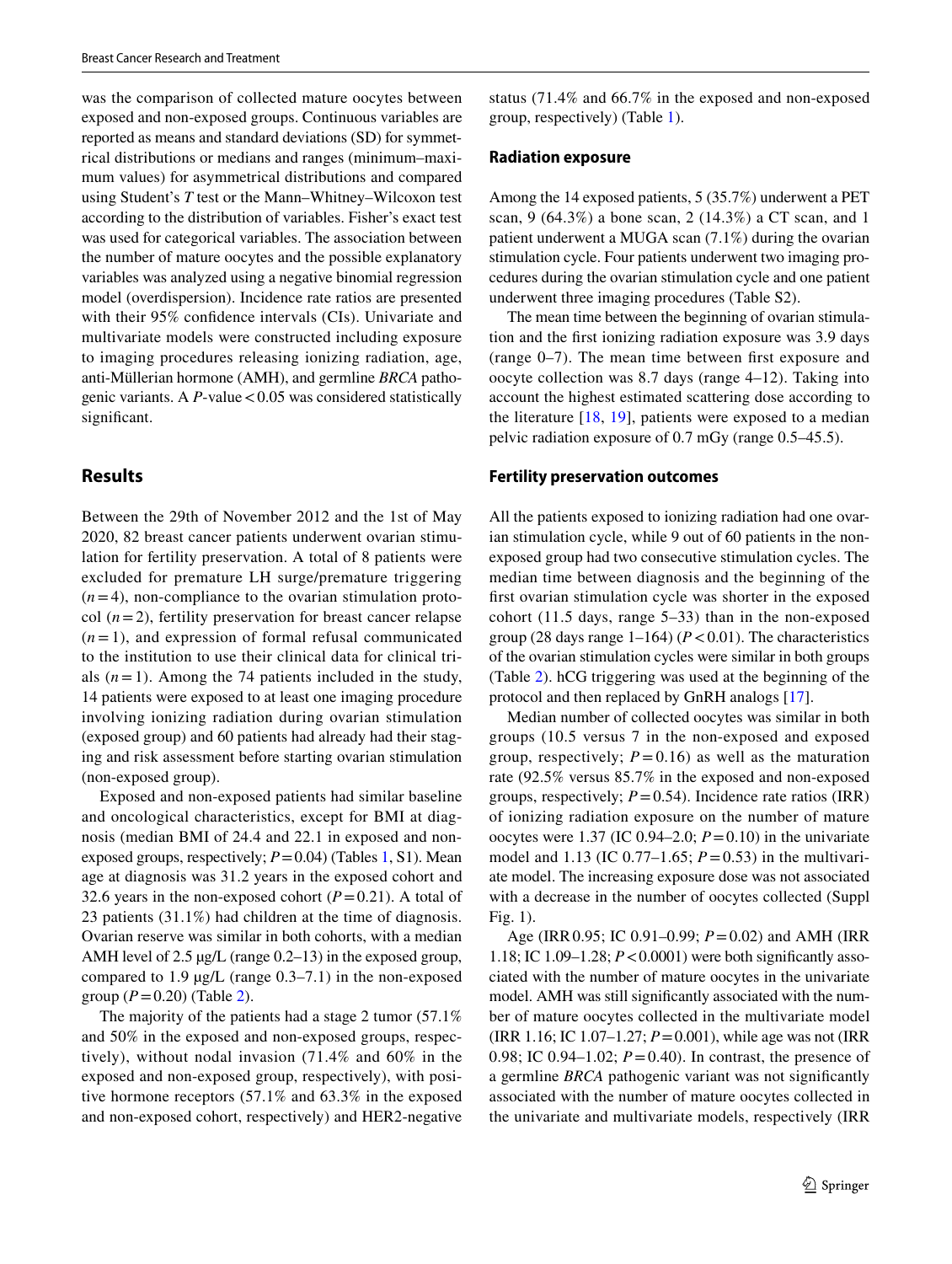was the comparison of collected mature oocytes between exposed and non-exposed groups. Continuous variables are reported as means and standard deviations (SD) for symmetrical distributions or medians and ranges (minimum–maximum values) for asymmetrical distributions and compared using Student's *T* test or the Mann–Whitney–Wilcoxon test according to the distribution of variables. Fisher's exact test was used for categorical variables. The association between the number of mature oocytes and the possible explanatory variables was analyzed using a negative binomial regression model (overdispersion). Incidence rate ratios are presented with their 95% confidence intervals (CIs). Univariate and multivariate models were constructed including exposure to imaging procedures releasing ionizing radiation, age, anti-Müllerian hormone (AMH), and germline *BRCA* pathogenic variants. A *P*-value < 0.05 was considered statistically significant.

## Results

Between the 29th of November 2012 and the 1st of May 2020, 82 breast cancer patients underwent ovarian stimulation for fertility preservation. A total of 8 patients were excluded for premature LH surge/premature triggering ($n = 4$), non-compliance to the ovarian stimulation protocol ($n = 2$), fertility preservation for breast cancer relapse ($n = 1$), and expression of formal refusal communicated to the institution to use their clinical data for clinical trials ($n = 1$). Among the 74 patients included in the study, 14 patients were exposed to at least one imaging procedure involving ionizing radiation during ovarian stimulation (exposed group) and 60 patients had already had their staging and risk assessment before starting ovarian stimulation (non-exposed group).

Exposed and non-exposed patients had similar baseline and oncological characteristics, except for BMI at diagnosis (median BMI of 24.4 and 22.1 in exposed and non-exposed groups, respectively; $P = 0.04$) (Tables 1, S1). Mean age at diagnosis was 31.2 years in the exposed cohort and 32.6 years in the non-exposed cohort ($P = 0.21$). A total of 23 patients (31.1%) had children at the time of diagnosis. Ovarian reserve was similar in both cohorts, with a median AMH level of 2.5 µg/L (range 0.2–13) in the exposed group, compared to 1.9 µg/L (range 0.3–7.1) in the non-exposed group ($P = 0.20$) (Table 2).

The majority of the patients had a stage 2 tumor (57.1% and 50% in the exposed and non-exposed groups, respectively), without nodal invasion (71.4% and 60% in the exposed and non-exposed group, respectively), with positive hormone receptors (57.1% and 63.3% in the exposed and non-exposed cohort, respectively) and HER2-negative status (71.4% and 66.7% in the exposed and non-exposed group, respectively) (Table 1).

### Radiation exposure

Among the 14 exposed patients, 5 (35.7%) underwent a PET scan, 9 (64.3%) a bone scan, 2 (14.3%) a CT scan, and 1 patient underwent a MUGA scan (7.1%) during the ovarian stimulation cycle. Four patients underwent two imaging procedures during the ovarian stimulation cycle and one patient underwent three imaging procedures (Table S2).

The mean time between the beginning of ovarian stimulation and the first ionizing radiation exposure was 3.9 days (range 0–7). The mean time between first exposure and oocyte collection was 8.7 days (range 4–12). Taking into account the highest estimated scattering dose according to the literature [18, 19], patients were exposed to a median pelvic radiation exposure of 0.7 mGy (range 0.5–45.5).

### Fertility preservation outcomes

All the patients exposed to ionizing radiation had one ovarian stimulation cycle, while 9 out of 60 patients in the non-exposed group had two consecutive stimulation cycles. The median time between diagnosis and the beginning of the first ovarian stimulation cycle was shorter in the exposed cohort (11.5 days, range 5–33) than in the non-exposed group (28 days range 1–164) ($P < 0.01$). The characteristics of the ovarian stimulation cycles were similar in both groups (Table 2). hCG triggering was used at the beginning of the protocol and then replaced by GnRH analogs [17].

Median number of collected oocytes was similar in both groups (10.5 versus 7 in the non-exposed and exposed group, respectively; $P = 0.16$) as well as the maturation rate (92.5% versus 85.7% in the exposed and non-exposed groups, respectively; $P = 0.54$). Incidence rate ratios (IRR) of ionizing radiation exposure on the number of mature oocytes were 1.37 (IC 0.94–2.0; $P = 0.10$) in the univariate model and 1.13 (IC 0.77–1.65; $P = 0.53$) in the multivariate model. The increasing exposure dose was not associated with a decrease in the number of oocytes collected (Suppl Fig. 1).

Age (IRR 0.95; IC 0.91–0.99; $P = 0.02$) and AMH (IRR 1.18; IC 1.09–1.28; $P < 0.0001$) were both significantly associated with the number of mature oocytes in the univariate model. AMH was still significantly associated with the number of mature oocytes collected in the multivariate model (IRR 1.16; IC 1.07–1.27; $P = 0.001$), while age was not (IRR 0.98; IC 0.94–1.02; $P = 0.40$). In contrast, the presence of a germline *BRCA* pathogenic variant was not significantly associated with the number of mature oocytes collected in the univariate and multivariate models, respectively (IRR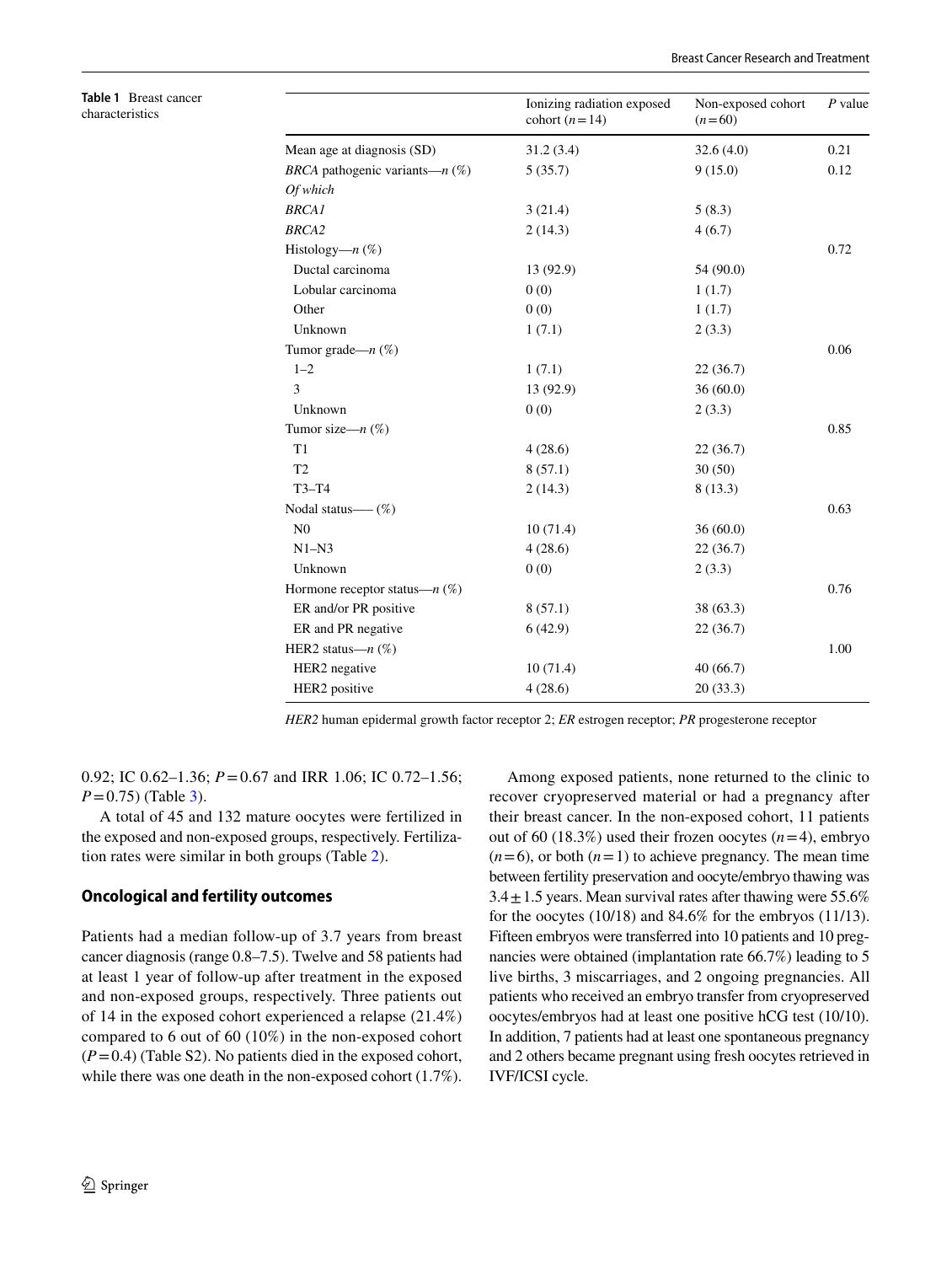**Table 1** Breast cancer characteristics

| | Ionizing radiation exposed cohort (*n* = 14) | Non-exposed cohort (*n* = 60) | *P* value |
|---|---|---|---|
| Mean age at diagnosis (SD) | 31.2 (3.4) | 32.6 (4.0) | 0.21 |
| *BRCA* pathogenic variants—*n* (%) | 5 (35.7) | 9 (15.0) | 0.12 |
| *Of which* | | | |
| *BRCA1* | 3 (21.4) | 5 (8.3) | |
| *BRCA2* | 2 (14.3) | 4 (6.7) | |
| Histology—*n* (%) | | | 0.72 |
| Ductal carcinoma | 13 (92.9) | 54 (90.0) | |
| Lobular carcinoma | 0 (0) | 1 (1.7) | |
| Other | 0 (0) | 1 (1.7) | |
| Unknown | 1 (7.1) | 2 (3.3) | |
| Tumor grade—*n* (%) | | | 0.06 |
| 1–2 | 1 (7.1) | 22 (36.7) | |
| 3 | 13 (92.9) | 36 (60.0) | |
| Unknown | 0 (0) | 2 (3.3) | |
| Tumor size—*n* (%) | | | 0.85 |
| T1 | 4 (28.6) | 22 (36.7) | |
| T2 | 8 (57.1) | 30 (50) | |
| T3–T4 | 2 (14.3) | 8 (13.3) | |
| Nodal status—– (%) | | | 0.63 |
| N0 | 10 (71.4) | 36 (60.0) | |
| N1–N3 | 4 (28.6) | 22 (36.7) | |
| Unknown | 0 (0) | 2 (3.3) | |
| Hormone receptor status—*n* (%) | | | 0.76 |
| ER and/or PR positive | 8 (57.1) | 38 (63.3) | |
| ER and PR negative | 6 (42.9) | 22 (36.7) | |
| HER2 status—*n* (%) | | | 1.00 |
| HER2 negative | 10 (71.4) | 40 (66.7) | |
| HER2 positive | 4 (28.6) | 20 (33.3) | |

*HER2* human epidermal growth factor receptor 2; *ER* estrogen receptor; *PR* progesterone receptor

0.92; IC 0.62–1.36; $P = 0.67$ and IRR 1.06; IC 0.72–1.56; $P = 0.75$) (Table 3).

A total of 45 and 132 mature oocytes were fertilized in the exposed and non-exposed groups, respectively. Fertilization rates were similar in both groups (Table 2).

### Oncological and fertility outcomes

Patients had a median follow-up of 3.7 years from breast cancer diagnosis (range 0.8–7.5). Twelve and 58 patients had at least 1 year of follow-up after treatment in the exposed and non-exposed groups, respectively. Three patients out of 14 in the exposed cohort experienced a relapse (21.4%) compared to 6 out of 60 (10%) in the non-exposed cohort ($P = 0.4$) (Table S2). No patients died in the exposed cohort, while there was one death in the non-exposed cohort (1.7%).

Among exposed patients, none returned to the clinic to recover cryopreserved material or had a pregnancy after their breast cancer. In the non-exposed cohort, 11 patients out of 60 (18.3%) used their frozen oocytes ($n = 4$), embryo ($n = 6$), or both ($n = 1$) to achieve pregnancy. The mean time between fertility preservation and oocyte/embryo thawing was $3.4 \pm 1.5$ years. Mean survival rates after thawing were 55.6% for the oocytes (10/18) and 84.6% for the embryos (11/13). Fifteen embryos were transferred into 10 patients and 10 pregnancies were obtained (implantation rate 66.7%) leading to 5 live births, 3 miscarriages, and 2 ongoing pregnancies. All patients who received an embryo transfer from cryopreserved oocytes/embryos had at least one positive hCG test (10/10). In addition, 7 patients had at least one spontaneous pregnancy and 2 others became pregnant using fresh oocytes retrieved in IVF/ICSI cycle.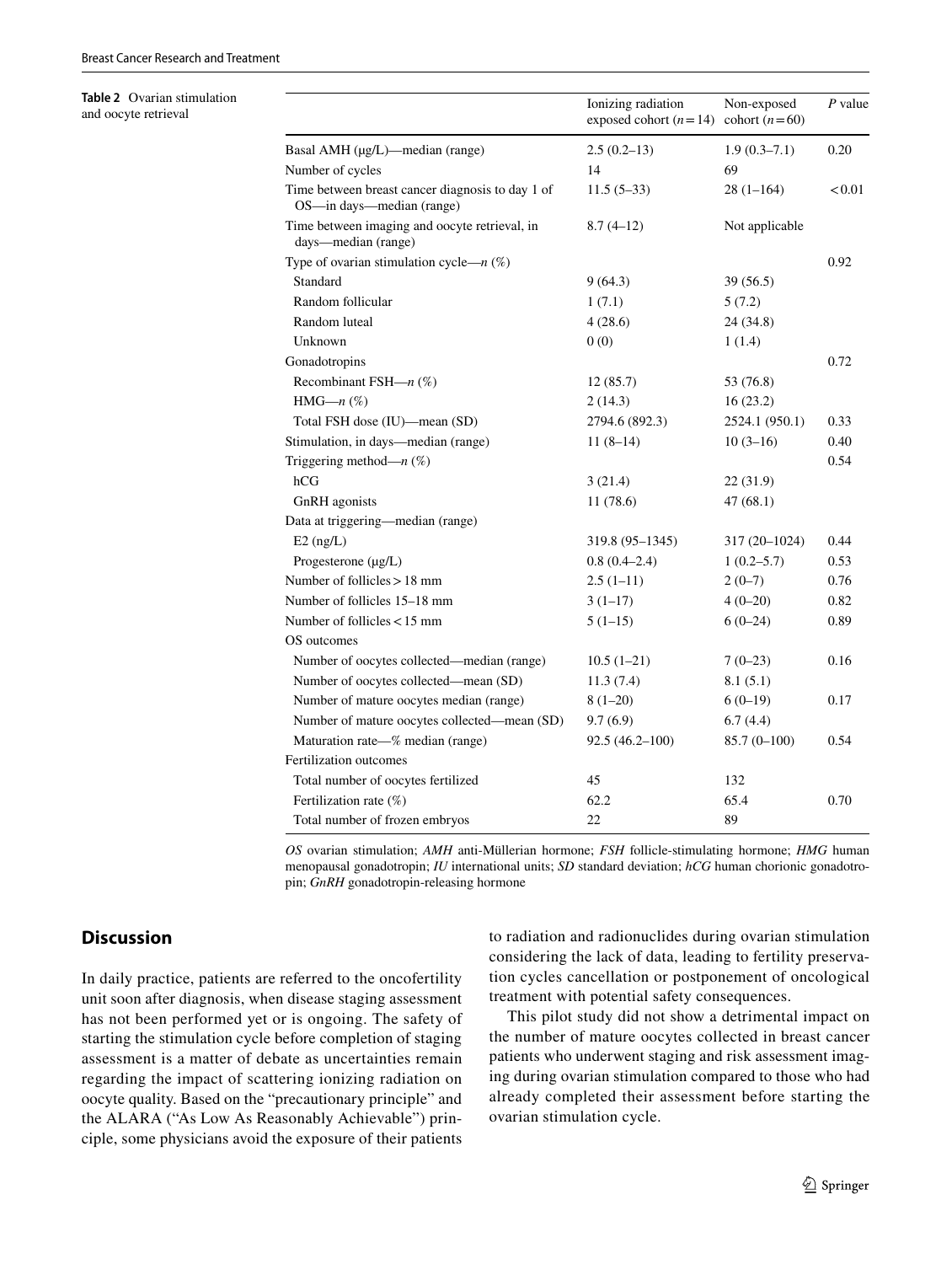**Table 2** Ovarian stimulation and oocyte retrieval

| | Ionizing radiation exposed cohort ($n=14$) | Non-exposed cohort ($n=60$) | *P* value |
|---|---|---|---|
| Basal AMH (μg/L)—median (range) | 2.5 (0.2–13) | 1.9 (0.3–7.1) | 0.20 |
| Number of cycles | 14 | 69 | |
| Time between breast cancer diagnosis to day 1 of OS—in days—median (range) | 11.5 (5–33) | 28 (1–164) | < 0.01 |
| Time between imaging and oocyte retrieval, in days—median (range) | 8.7 (4–12) | Not applicable | |
| Type of ovarian stimulation cycle—*n* (%) | | | 0.92 |
| Standard | 9 (64.3) | 39 (56.5) | |
| Random follicular | 1 (7.1) | 5 (7.2) | |
| Random luteal | 4 (28.6) | 24 (34.8) | |
| Unknown | 0 (0) | 1 (1.4) | |
| Gonadotropins | | | 0.72 |
| Recombinant FSH—*n* (%) | 12 (85.7) | 53 (76.8) | |
| HMG—*n* (%) | 2 (14.3) | 16 (23.2) | |
| Total FSH dose (IU)—mean (SD) | 2794.6 (892.3) | 2524.1 (950.1) | 0.33 |
| Stimulation, in days—median (range) | 11 (8–14) | 10 (3–16) | 0.40 |
| Triggering method—*n* (%) | | | 0.54 |
| hCG | 3 (21.4) | 22 (31.9) | |
| GnRH agonists | 11 (78.6) | 47 (68.1) | |
| Data at triggering—median (range) | | | |
| E2 (ng/L) | 319.8 (95–1345) | 317 (20–1024) | 0.44 |
| Progesterone (μg/L) | 0.8 (0.4–2.4) | 1 (0.2–5.7) | 0.53 |
| Number of follicles > 18 mm | 2.5 (1–11) | 2 (0–7) | 0.76 |
| Number of follicles 15–18 mm | 3 (1–17) | 4 (0–20) | 0.82 |
| Number of follicles < 15 mm | 5 (1–15) | 6 (0–24) | 0.89 |
| OS outcomes | | | |
| Number of oocytes collected—median (range) | 10.5 (1–21) | 7 (0–23) | 0.16 |
| Number of oocytes collected—mean (SD) | 11.3 (7.4) | 8.1 (5.1) | |
| Number of mature oocytes median (range) | 8 (1–20) | 6 (0–19) | 0.17 |
| Number of mature oocytes collected—mean (SD) | 9.7 (6.9) | 6.7 (4.4) | |
| Maturation rate—% median (range) | 92.5 (46.2–100) | 85.7 (0–100) | 0.54 |
| Fertilization outcomes | | | |
| Total number of oocytes fertilized | 45 | 132 | |
| Fertilization rate (%) | 62.2 | 65.4 | 0.70 |
| Total number of frozen embryos | 22 | 89 | |

*OS* ovarian stimulation; *AMH* anti-Müllerian hormone; *FSH* follicle-stimulating hormone; *HMG* human menopausal gonadotropin; *IU* international units; *SD* standard deviation; *hCG* human chorionic gonadotropin; *GnRH* gonadotropin-releasing hormone

## Discussion

In daily practice, patients are referred to the oncofertility unit soon after diagnosis, when disease staging assessment has not been performed yet or is ongoing. The safety of starting the stimulation cycle before completion of staging assessment is a matter of debate as uncertainties remain regarding the impact of scattering ionizing radiation on oocyte quality. Based on the "precautionary principle" and the ALARA ("As Low As Reasonably Achievable") principle, some physicians avoid the exposure of their patients to radiation and radionuclides during ovarian stimulation considering the lack of data, leading to fertility preservation cycles cancellation or postponement of oncological treatment with potential safety consequences.

This pilot study did not show a detrimental impact on the number of mature oocytes collected in breast cancer patients who underwent staging and risk assessment imaging during ovarian stimulation compared to those who had already completed their assessment before starting the ovarian stimulation cycle.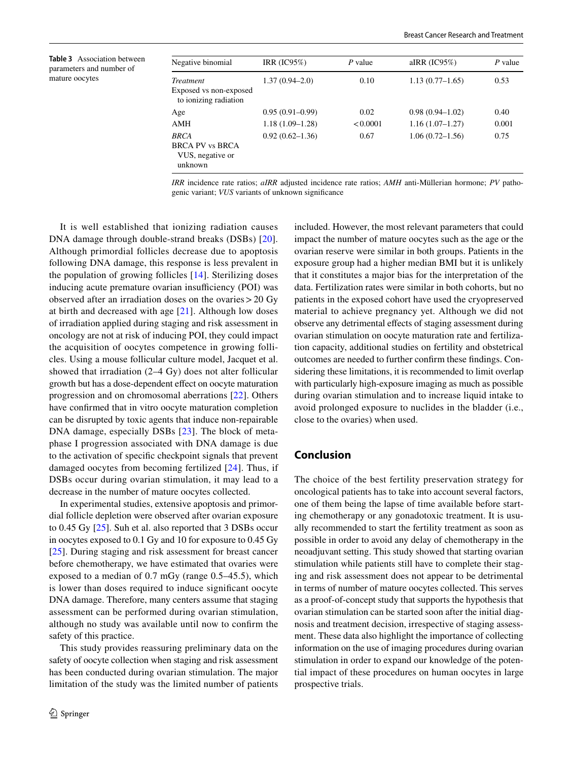**Table 3** Association between parameters and number of mature oocytes

| Negative binomial | IRR (IC95%) | *P* value | aIRR (IC95%) | *P* value |
|---|---|---|---|---|
| *Treatment* Exposed vs non-exposed to ionizing radiation | 1.37 (0.94–2.0) | 0.10 | 1.13 (0.77–1.65) | 0.53 |
| Age | 0.95 (0.91–0.99) | 0.02 | 0.98 (0.94–1.02) | 0.40 |
| AMH | 1.18 (1.09–1.28) | < 0.0001 | 1.16 (1.07–1.27) | 0.001 |
| *BRCA* BRCA PV vs BRCA VUS, negative or unknown | 0.92 (0.62–1.36) | 0.67 | 1.06 (0.72–1.56) | 0.75 |

*IRR* incidence rate ratios; *aIRR* adjusted incidence rate ratios; *AMH* anti-Müllerian hormone; *PV* pathogenic variant; *VUS* variants of unknown significance

It is well established that ionizing radiation causes DNA damage through double-strand breaks (DSBs) [20]. Although primordial follicles decrease due to apoptosis following DNA damage, this response is less prevalent in the population of growing follicles [14]. Sterilizing doses inducing acute premature ovarian insufficiency (POI) was observed after an irradiation doses on the ovaries > 20 Gy at birth and decreased with age [21]. Although low doses of irradiation applied during staging and risk assessment in oncology are not at risk of inducing POI, they could impact the acquisition of oocytes competence in growing follicles. Using a mouse follicular culture model, Jacquet et al. showed that irradiation (2–4 Gy) does not alter follicular growth but has a dose-dependent effect on oocyte maturation progression and on chromosomal aberrations [22]. Others have confirmed that in vitro oocyte maturation completion can be disrupted by toxic agents that induce non-repairable DNA damage, especially DSBs [23]. The block of metaphase I progression associated with DNA damage is due to the activation of specific checkpoint signals that prevent damaged oocytes from becoming fertilized [24]. Thus, if DSBs occur during ovarian stimulation, it may lead to a decrease in the number of mature oocytes collected.

In experimental studies, extensive apoptosis and primordial follicle depletion were observed after ovarian exposure to 0.45 Gy [25]. Suh et al. also reported that 3 DSBs occur in oocytes exposed to 0.1 Gy and 10 for exposure to 0.45 Gy [25]. During staging and risk assessment for breast cancer before chemotherapy, we have estimated that ovaries were exposed to a median of 0.7 mGy (range 0.5–45.5), which is lower than doses required to induce significant oocyte DNA damage. Therefore, many centers assume that staging assessment can be performed during ovarian stimulation, although no study was available until now to confirm the safety of this practice.

This study provides reassuring preliminary data on the safety of oocyte collection when staging and risk assessment has been conducted during ovarian stimulation. The major limitation of the study was the limited number of patients included. However, the most relevant parameters that could impact the number of mature oocytes such as the age or the ovarian reserve were similar in both groups. Patients in the exposure group had a higher median BMI but it is unlikely that it constitutes a major bias for the interpretation of the data. Fertilization rates were similar in both cohorts, but no patients in the exposed cohort have used the cryopreserved material to achieve pregnancy yet. Although we did not observe any detrimental effects of staging assessment during ovarian stimulation on oocyte maturation rate and fertilization capacity, additional studies on fertility and obstetrical outcomes are needed to further confirm these findings. Considering these limitations, it is recommended to limit overlap with particularly high-exposure imaging as much as possible during ovarian stimulation and to increase liquid intake to avoid prolonged exposure to nuclides in the bladder (i.e., close to the ovaries) when used.

## Conclusion

The choice of the best fertility preservation strategy for oncological patients has to take into account several factors, one of them being the lapse of time available before starting chemotherapy or any gonadotoxic treatment. It is usually recommended to start the fertility treatment as soon as possible in order to avoid any delay of chemotherapy in the neoadjuvant setting. This study showed that starting ovarian stimulation while patients still have to complete their staging and risk assessment does not appear to be detrimental in terms of number of mature oocytes collected. This serves as a proof-of-concept study that supports the hypothesis that ovarian stimulation can be started soon after the initial diagnosis and treatment decision, irrespective of staging assessment. These data also highlight the importance of collecting information on the use of imaging procedures during ovarian stimulation in order to expand our knowledge of the potential impact of these procedures on human oocytes in large prospective trials.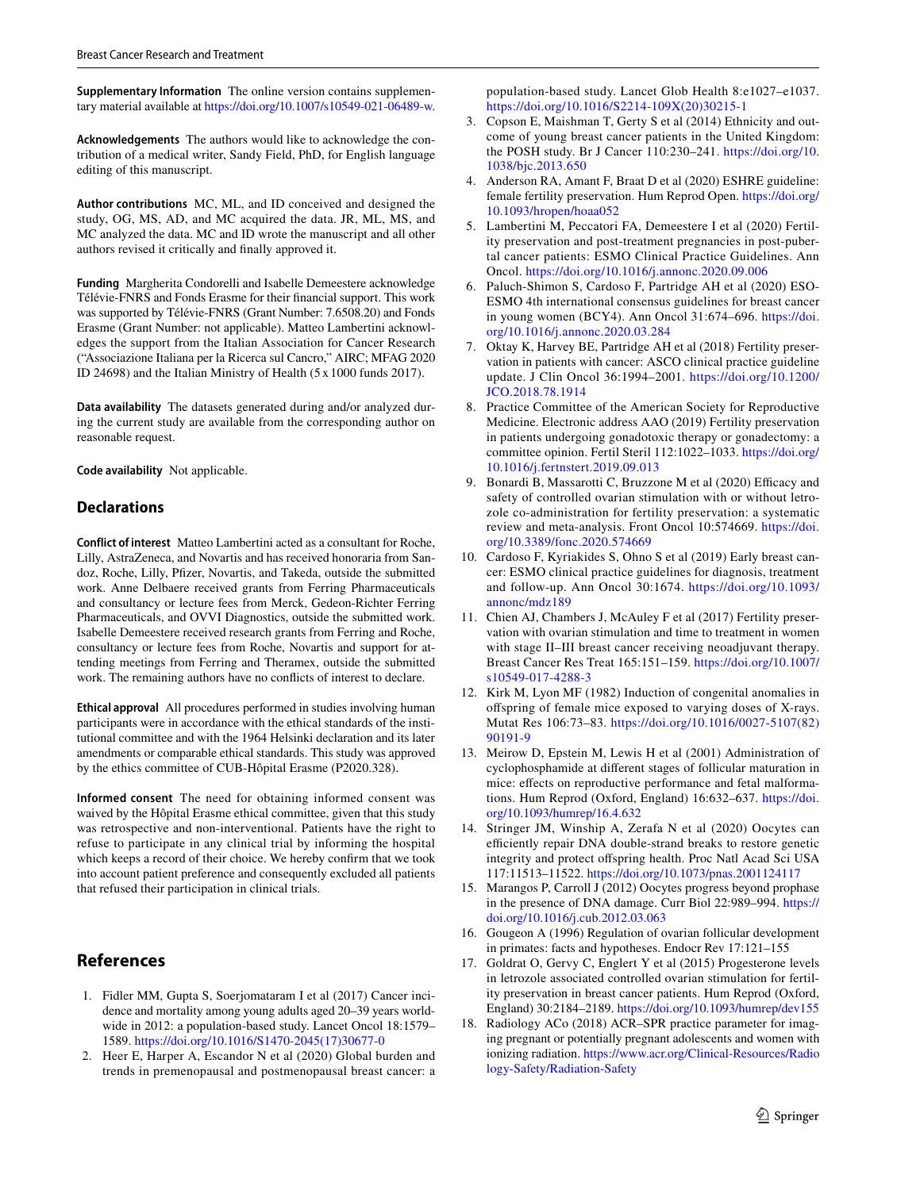**Supplementary Information** The online version contains supplementary material available at https://doi.org/10.1007/s10549-021-06489-w.

**Acknowledgements** The authors would like to acknowledge the contribution of a medical writer, Sandy Field, PhD, for English language editing of this manuscript.

**Author contributions** MC, ML, and ID conceived and designed the study, OG, MS, AD, and MC acquired the data. JR, ML, MS, and MC analyzed the data. MC and ID wrote the manuscript and all other authors revised it critically and finally approved it.

**Funding** Margherita Condorelli and Isabelle Demeestere acknowledge Télévie-FNRS and Fonds Erasme for their financial support. This work was supported by Télévie-FNRS (Grant Number: 7.6508.20) and Fonds Erasme (Grant Number: not applicable). Matteo Lambertini acknowledges the support from the Italian Association for Cancer Research ("Associazione Italiana per la Ricerca sul Cancro," AIRC; MFAG 2020 ID 24698) and the Italian Ministry of Health (5 x 1000 funds 2017).

**Data availability** The datasets generated during and/or analyzed during the current study are available from the corresponding author on reasonable request.

**Code availability** Not applicable.

## Declarations

**Conflict of interest** Matteo Lambertini acted as a consultant for Roche, Lilly, AstraZeneca, and Novartis and has received honoraria from Sandoz, Roche, Lilly, Pfizer, Novartis, and Takeda, outside the submitted work. Anne Delbaere received grants from Ferring Pharmaceuticals and consultancy or lecture fees from Merck, Gedeon-Richter Ferring Pharmaceuticals, and OVVI Diagnostics, outside the submitted work. Isabelle Demeestere received research grants from Ferring and Roche, consultancy or lecture fees from Roche, Novartis and support for attending meetings from Ferring and Theramex, outside the submitted work. The remaining authors have no conflicts of interest to declare.

**Ethical approval** All procedures performed in studies involving human participants were in accordance with the ethical standards of the institutional committee and with the 1964 Helsinki declaration and its later amendments or comparable ethical standards. This study was approved by the ethics committee of CUB-Hôpital Erasme (P2020.328).

**Informed consent** The need for obtaining informed consent was waived by the Hôpital Erasme ethical committee, given that this study was retrospective and non-interventional. Patients have the right to refuse to participate in any clinical trial by informing the hospital which keeps a record of their choice. We hereby confirm that we took into account patient preference and consequently excluded all patients that refused their participation in clinical trials.

## References

1. Fidler MM, Gupta S, Soerjomataram I et al (2017) Cancer incidence and mortality among young adults aged 20–39 years worldwide in 2012: a population-based study. Lancet Oncol 18:1579–1589. https://doi.org/10.1016/S1470-2045(17)30677-0
2. Heer E, Harper A, Escandor N et al (2020) Global burden and trends in premenopausal and postmenopausal breast cancer: a population-based study. Lancet Glob Health 8:e1027–e1037. https://doi.org/10.1016/S2214-109X(20)30215-1
3. Copson E, Maishman T, Gerty S et al (2014) Ethnicity and outcome of young breast cancer patients in the United Kingdom: the POSH study. Br J Cancer 110:230–241. https://doi.org/10.1038/bjc.2013.650
4. Anderson RA, Amant F, Braat D et al (2020) ESHRE guideline: female fertility preservation. Hum Reprod Open. https://doi.org/10.1093/hropen/hoaa052
5. Lambertini M, Peccatori FA, Demeestere I et al (2020) Fertility preservation and post-treatment pregnancies in post-pubertal cancer patients: ESMO Clinical Practice Guidelines. Ann Oncol. https://doi.org/10.1016/j.annonc.2020.09.006
6. Paluch-Shimon S, Cardoso F, Partridge AH et al (2020) ESO-ESMO 4th international consensus guidelines for breast cancer in young women (BCY4). Ann Oncol 31:674–696. https://doi.org/10.1016/j.annonc.2020.03.284
7. Oktay K, Harvey BE, Partridge AH et al (2018) Fertility preservation in patients with cancer: ASCO clinical practice guideline update. J Clin Oncol 36:1994–2001. https://doi.org/10.1200/JCO.2018.78.1914
8. Practice Committee of the American Society for Reproductive Medicine. Electronic address AAO (2019) Fertility preservation in patients undergoing gonadotoxic therapy or gonadectomy: a committee opinion. Fertil Steril 112:1022–1033. https://doi.org/10.1016/j.fertnstert.2019.09.013
9. Bonardi B, Massarotti C, Bruzzone M et al (2020) Efficacy and safety of controlled ovarian stimulation with or without letrozole co-administration for fertility preservation: a systematic review and meta-analysis. Front Oncol 10:574669. https://doi.org/10.3389/fonc.2020.574669
10. Cardoso F, Kyriakides S, Ohno S et al (2019) Early breast cancer: ESMO clinical practice guidelines for diagnosis, treatment and follow-up. Ann Oncol 30:1674. https://doi.org/10.1093/annonc/mdz189
11. Chien AJ, Chambers J, McAuley F et al (2017) Fertility preservation with ovarian stimulation and time to treatment in women with stage II–III breast cancer receiving neoadjuvant therapy. Breast Cancer Res Treat 165:151–159. https://doi.org/10.1007/s10549-017-4288-3
12. Kirk M, Lyon MF (1982) Induction of congenital anomalies in offspring of female mice exposed to varying doses of X-rays. Mutat Res 106:73–83. https://doi.org/10.1016/0027-5107(82)90191-9
13. Meirow D, Epstein M, Lewis H et al (2001) Administration of cyclophosphamide at different stages of follicular maturation in mice: effects on reproductive performance and fetal malformations. Hum Reprod (Oxford, England) 16:632–637. https://doi.org/10.1093/humrep/16.4.632
14. Stringer JM, Winship A, Zerafa N et al (2020) Oocytes can efficiently repair DNA double-strand breaks to restore genetic integrity and protect offspring health. Proc Natl Acad Sci USA 117:11513–11522. https://doi.org/10.1073/pnas.2001124117
15. Marangos P, Carroll J (2012) Oocytes progress beyond prophase in the presence of DNA damage. Curr Biol 22:989–994. https://doi.org/10.1016/j.cub.2012.03.063
16. Gougeon A (1996) Regulation of ovarian follicular development in primates: facts and hypotheses. Endocr Rev 17:121–155
17. Goldrat O, Gervy C, Englert Y et al (2015) Progesterone levels in letrozole associated controlled ovarian stimulation for fertility preservation in breast cancer patients. Hum Reprod (Oxford, England) 30:2184–2189. https://doi.org/10.1093/humrep/dev155
18. Radiology ACo (2018) ACR–SPR practice parameter for imaging pregnant or potentially pregnant adolescents and women with ionizing radiation. https://www.acr.org/Clinical-Resources/Radiology-Safety/Radiation-Safety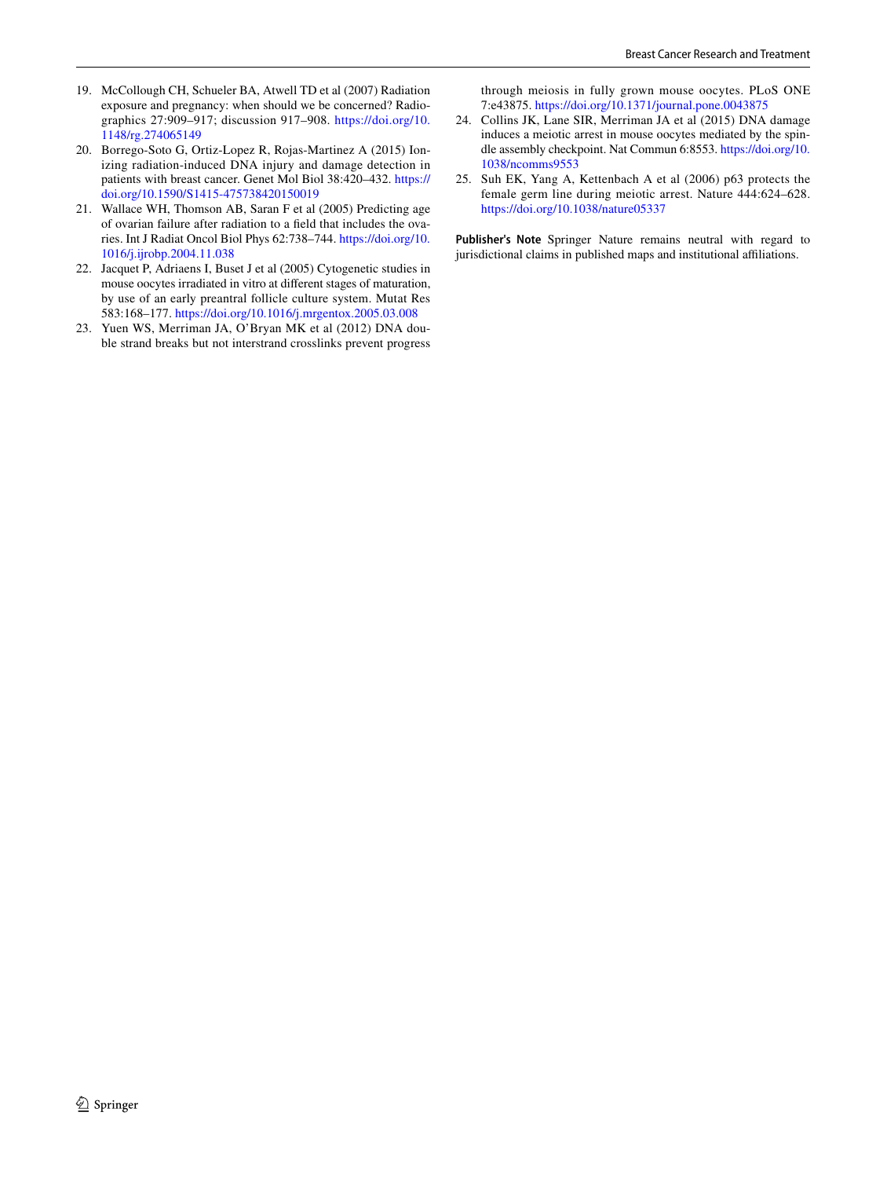19. McCollough CH, Schueler BA, Atwell TD et al (2007) Radiation exposure and pregnancy: when should we be concerned? Radiographics 27:909–917; discussion 917–908. https://doi.org/10.1148/rg.274065149
20. Borrego-Soto G, Ortiz-Lopez R, Rojas-Martinez A (2015) Ionizing radiation-induced DNA injury and damage detection in patients with breast cancer. Genet Mol Biol 38:420–432. https://doi.org/10.1590/S1415-475738420150019
21. Wallace WH, Thomson AB, Saran F et al (2005) Predicting age of ovarian failure after radiation to a field that includes the ovaries. Int J Radiat Oncol Biol Phys 62:738–744. https://doi.org/10.1016/j.ijrobp.2004.11.038
22. Jacquet P, Adriaens I, Buset J et al (2005) Cytogenetic studies in mouse oocytes irradiated in vitro at different stages of maturation, by use of an early preantral follicle culture system. Mutat Res 583:168–177. https://doi.org/10.1016/j.mrgentox.2005.03.008
23. Yuen WS, Merriman JA, O'Bryan MK et al (2012) DNA double strand breaks but not interstrand crosslinks prevent progress through meiosis in fully grown mouse oocytes. PLoS ONE 7:e43875. https://doi.org/10.1371/journal.pone.0043875
24. Collins JK, Lane SIR, Merriman JA et al (2015) DNA damage induces a meiotic arrest in mouse oocytes mediated by the spindle assembly checkpoint. Nat Commun 6:8553. https://doi.org/10.1038/ncomms9553
25. Suh EK, Yang A, Kettenbach A et al (2006) p63 protects the female germ line during meiotic arrest. Nature 444:624–628. https://doi.org/10.1038/nature05337

**Publisher's Note** Springer Nature remains neutral with regard to jurisdictional claims in published maps and institutional affiliations.